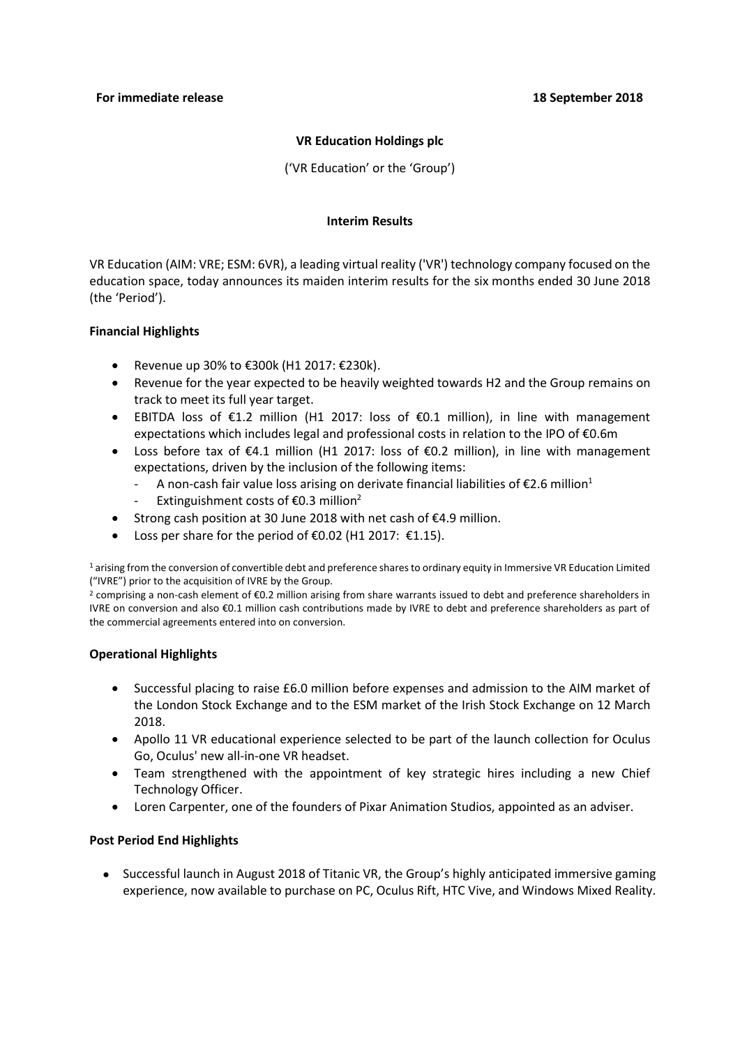**For immediate release** **18 September 2018**

**VR Education Holdings plc**

('VR Education' or the 'Group')

**Interim Results**

VR Education (AIM: VRE; ESM: 6VR), a leading virtual reality ('VR') technology company focused on the education space, today announces its maiden interim results for the six months ended 30 June 2018 (the 'Period').

**Financial Highlights**

- Revenue up 30% to €300k (H1 2017: €230k).
- Revenue for the year expected to be heavily weighted towards H2 and the Group remains on track to meet its full year target.
- EBITDA loss of €1.2 million (H1 2017: loss of €0.1 million), in line with management expectations which includes legal and professional costs in relation to the IPO of €0.6m
- Loss before tax of €4.1 million (H1 2017: loss of €0.2 million), in line with management expectations, driven by the inclusion of the following items:
  - A non-cash fair value loss arising on derivate financial liabilities of €2.6 million[1]
  - Extinguishment costs of €0.3 million[2]
- Strong cash position at 30 June 2018 with net cash of €4.9 million.
- Loss per share for the period of €0.02 (H1 2017: €1.15).

[1] arising from the conversion of convertible debt and preference shares to ordinary equity in Immersive VR Education Limited ("IVRE") prior to the acquisition of IVRE by the Group.

[2] comprising a non-cash element of €0.2 million arising from share warrants issued to debt and preference shareholders in IVRE on conversion and also €0.1 million cash contributions made by IVRE to debt and preference shareholders as part of the commercial agreements entered into on conversion.

**Operational Highlights**

- Successful placing to raise £6.0 million before expenses and admission to the AIM market of the London Stock Exchange and to the ESM market of the Irish Stock Exchange on 12 March 2018.
- Apollo 11 VR educational experience selected to be part of the launch collection for Oculus Go, Oculus' new all-in-one VR headset.
- Team strengthened with the appointment of key strategic hires including a new Chief Technology Officer.
- Loren Carpenter, one of the founders of Pixar Animation Studios, appointed as an adviser.

**Post Period End Highlights**

- Successful launch in August 2018 of Titanic VR, the Group's highly anticipated immersive gaming experience, now available to purchase on PC, Oculus Rift, HTC Vive, and Windows Mixed Reality.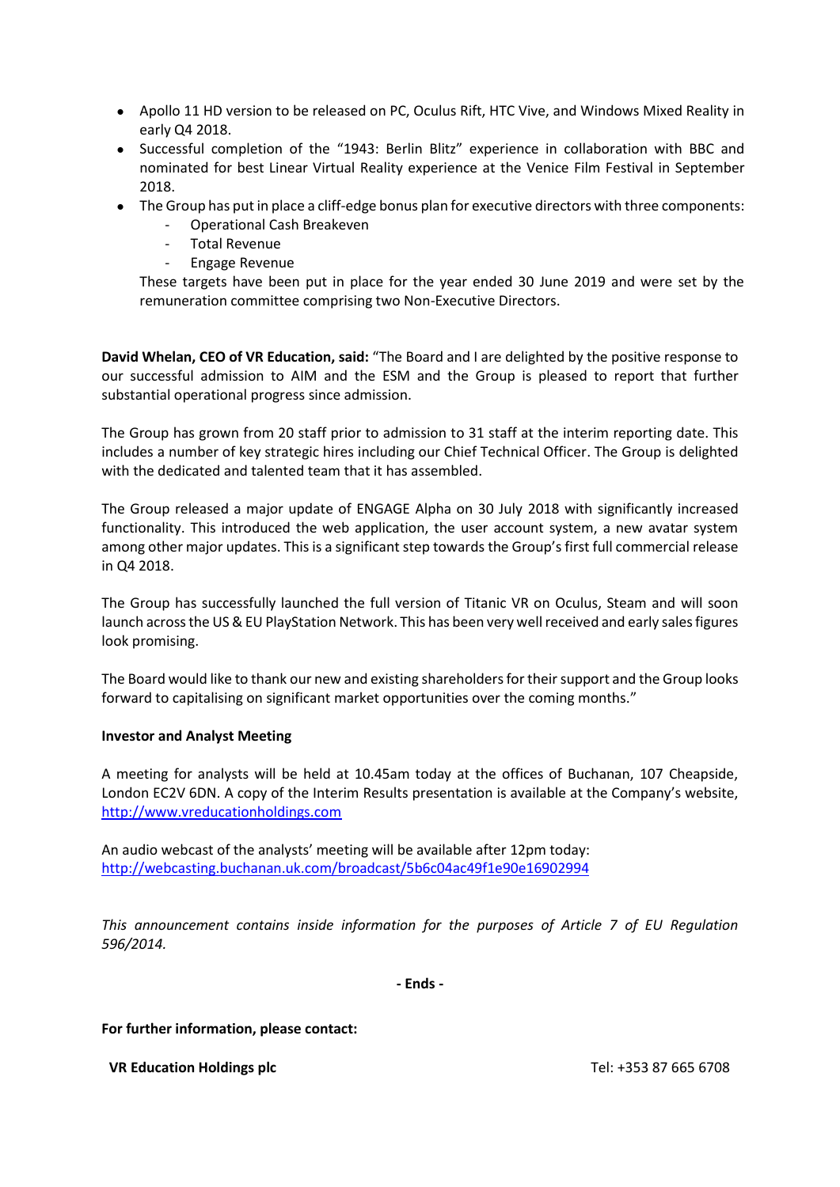- Apollo 11 HD version to be released on PC, Oculus Rift, HTC Vive, and Windows Mixed Reality in early Q4 2018.
- Successful completion of the "1943: Berlin Blitz" experience in collaboration with BBC and nominated for best Linear Virtual Reality experience at the Venice Film Festival in September 2018.
- The Group has put in place a cliff-edge bonus plan for executive directors with three components:
  - Operational Cash Breakeven
  - Total Revenue
  - Engage Revenue

  These targets have been put in place for the year ended 30 June 2019 and were set by the remuneration committee comprising two Non-Executive Directors.

**David Whelan, CEO of VR Education, said:** "The Board and I are delighted by the positive response to our successful admission to AIM and the ESM and the Group is pleased to report that further substantial operational progress since admission.

The Group has grown from 20 staff prior to admission to 31 staff at the interim reporting date. This includes a number of key strategic hires including our Chief Technical Officer. The Group is delighted with the dedicated and talented team that it has assembled.

The Group released a major update of ENGAGE Alpha on 30 July 2018 with significantly increased functionality. This introduced the web application, the user account system, a new avatar system among other major updates. This is a significant step towards the Group's first full commercial release in Q4 2018.

The Group has successfully launched the full version of Titanic VR on Oculus, Steam and will soon launch across the US & EU PlayStation Network. This has been very well received and early sales figures look promising.

The Board would like to thank our new and existing shareholders for their support and the Group looks forward to capitalising on significant market opportunities over the coming months."

**Investor and Analyst Meeting**

A meeting for analysts will be held at 10.45am today at the offices of Buchanan, 107 Cheapside, London EC2V 6DN. A copy of the Interim Results presentation is available at the Company's website, http://www.vreducationholdings.com

An audio webcast of the analysts' meeting will be available after 12pm today: http://webcasting.buchanan.uk.com/broadcast/5b6c04ac49f1e90e16902994

*This announcement contains inside information for the purposes of Article 7 of EU Regulation 596/2014.*

**- Ends -**

**For further information, please contact:**

**VR Education Holdings plc** Tel: +353 87 665 6708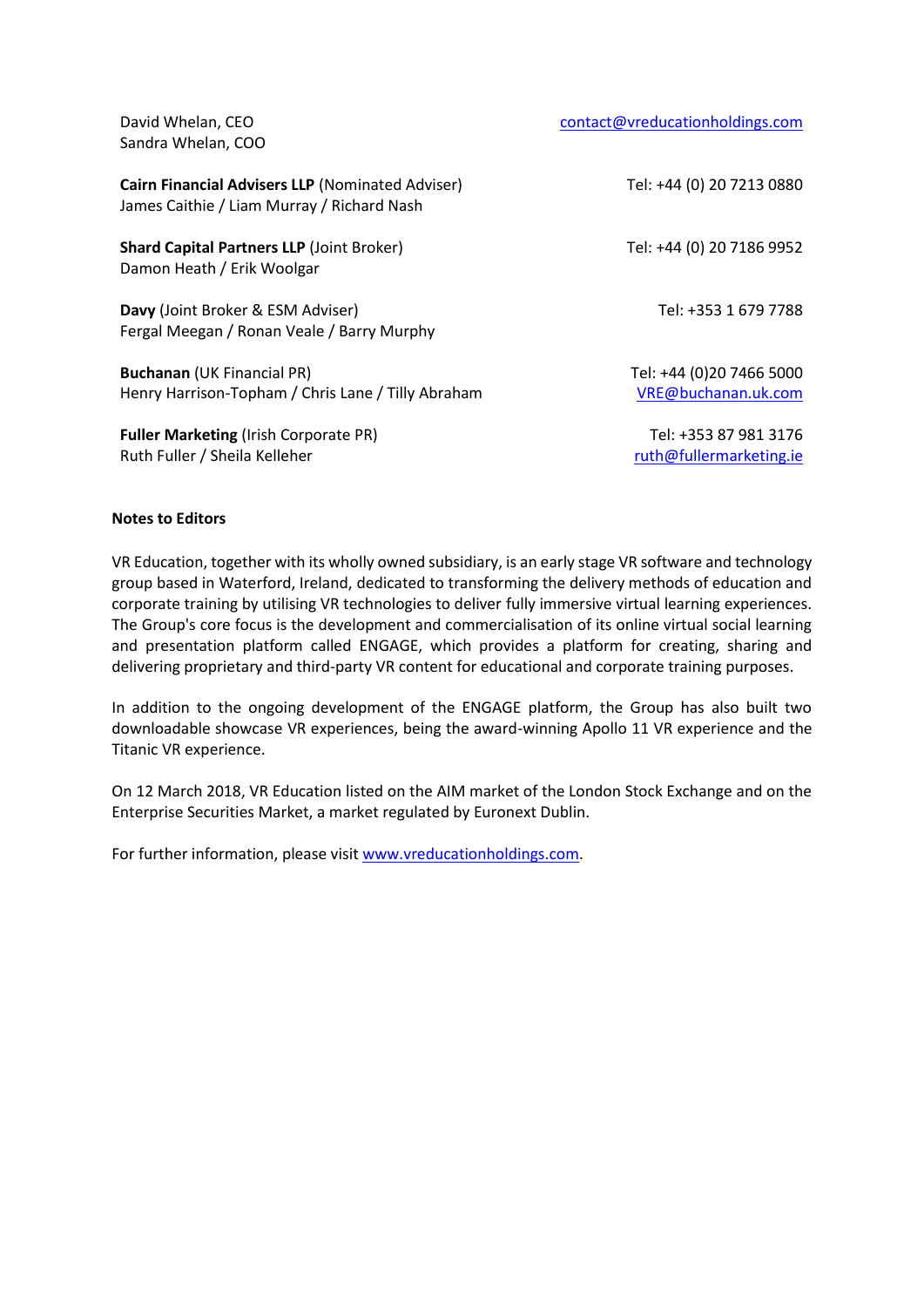| | |
|---|---|
| David Whelan, CEO<br>Sandra Whelan, COO | contact@vreducationholdings.com |
| **Cairn Financial Advisers LLP** (Nominated Adviser)<br>James Caithie / Liam Murray / Richard Nash | Tel: +44 (0) 20 7213 0880 |
| **Shard Capital Partners LLP** (Joint Broker)<br>Damon Heath / Erik Woolgar | Tel: +44 (0) 20 7186 9952 |
| **Davy** (Joint Broker & ESM Adviser)<br>Fergal Meegan / Ronan Veale / Barry Murphy | Tel: +353 1 679 7788 |
| **Buchanan** (UK Financial PR)<br>Henry Harrison-Topham / Chris Lane / Tilly Abraham | Tel: +44 (0)20 7466 5000<br>VRE@buchanan.uk.com |
| **Fuller Marketing** (Irish Corporate PR)<br>Ruth Fuller / Sheila Kelleher | Tel: +353 87 981 3176<br>ruth@fullermarketing.ie |

**Notes to Editors**

VR Education, together with its wholly owned subsidiary, is an early stage VR software and technology group based in Waterford, Ireland, dedicated to transforming the delivery methods of education and corporate training by utilising VR technologies to deliver fully immersive virtual learning experiences. The Group's core focus is the development and commercialisation of its online virtual social learning and presentation platform called ENGAGE, which provides a platform for creating, sharing and delivering proprietary and third-party VR content for educational and corporate training purposes.

In addition to the ongoing development of the ENGAGE platform, the Group has also built two downloadable showcase VR experiences, being the award-winning Apollo 11 VR experience and the Titanic VR experience.

On 12 March 2018, VR Education listed on the AIM market of the London Stock Exchange and on the Enterprise Securities Market, a market regulated by Euronext Dublin.

For further information, please visit www.vreducationholdings.com.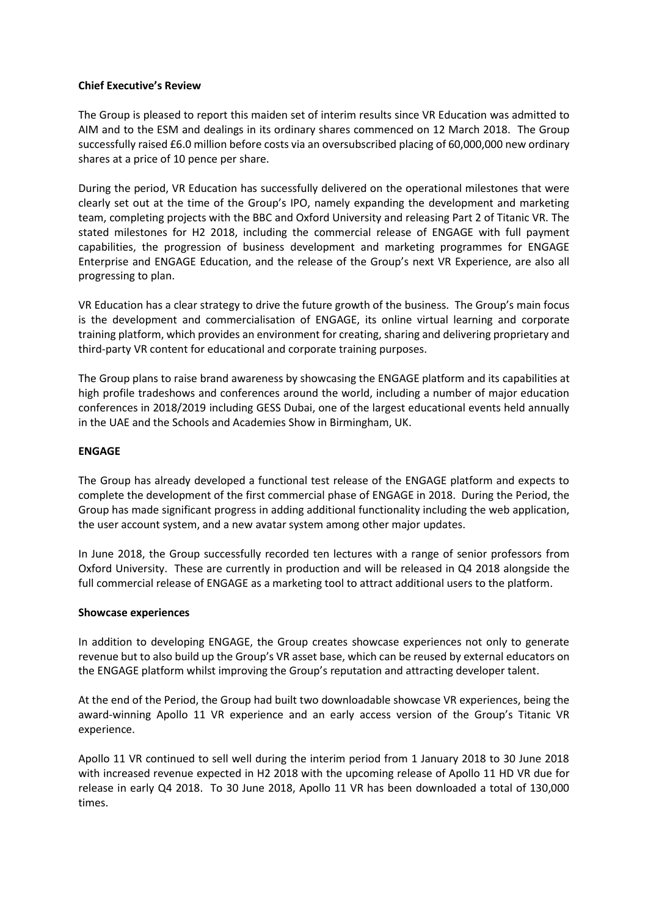## Chief Executive's Review

The Group is pleased to report this maiden set of interim results since VR Education was admitted to AIM and to the ESM and dealings in its ordinary shares commenced on 12 March 2018. The Group successfully raised £6.0 million before costs via an oversubscribed placing of 60,000,000 new ordinary shares at a price of 10 pence per share.

During the period, VR Education has successfully delivered on the operational milestones that were clearly set out at the time of the Group's IPO, namely expanding the development and marketing team, completing projects with the BBC and Oxford University and releasing Part 2 of Titanic VR. The stated milestones for H2 2018, including the commercial release of ENGAGE with full payment capabilities, the progression of business development and marketing programmes for ENGAGE Enterprise and ENGAGE Education, and the release of the Group's next VR Experience, are also all progressing to plan.

VR Education has a clear strategy to drive the future growth of the business. The Group's main focus is the development and commercialisation of ENGAGE, its online virtual learning and corporate training platform, which provides an environment for creating, sharing and delivering proprietary and third-party VR content for educational and corporate training purposes.

The Group plans to raise brand awareness by showcasing the ENGAGE platform and its capabilities at high profile tradeshows and conferences around the world, including a number of major education conferences in 2018/2019 including GESS Dubai, one of the largest educational events held annually in the UAE and the Schools and Academies Show in Birmingham, UK.

### ENGAGE

The Group has already developed a functional test release of the ENGAGE platform and expects to complete the development of the first commercial phase of ENGAGE in 2018. During the Period, the Group has made significant progress in adding additional functionality including the web application, the user account system, and a new avatar system among other major updates.

In June 2018, the Group successfully recorded ten lectures with a range of senior professors from Oxford University. These are currently in production and will be released in Q4 2018 alongside the full commercial release of ENGAGE as a marketing tool to attract additional users to the platform.

### Showcase experiences

In addition to developing ENGAGE, the Group creates showcase experiences not only to generate revenue but to also build up the Group's VR asset base, which can be reused by external educators on the ENGAGE platform whilst improving the Group's reputation and attracting developer talent.

At the end of the Period, the Group had built two downloadable showcase VR experiences, being the award-winning Apollo 11 VR experience and an early access version of the Group's Titanic VR experience.

Apollo 11 VR continued to sell well during the interim period from 1 January 2018 to 30 June 2018 with increased revenue expected in H2 2018 with the upcoming release of Apollo 11 HD VR due for release in early Q4 2018. To 30 June 2018, Apollo 11 VR has been downloaded a total of 130,000 times.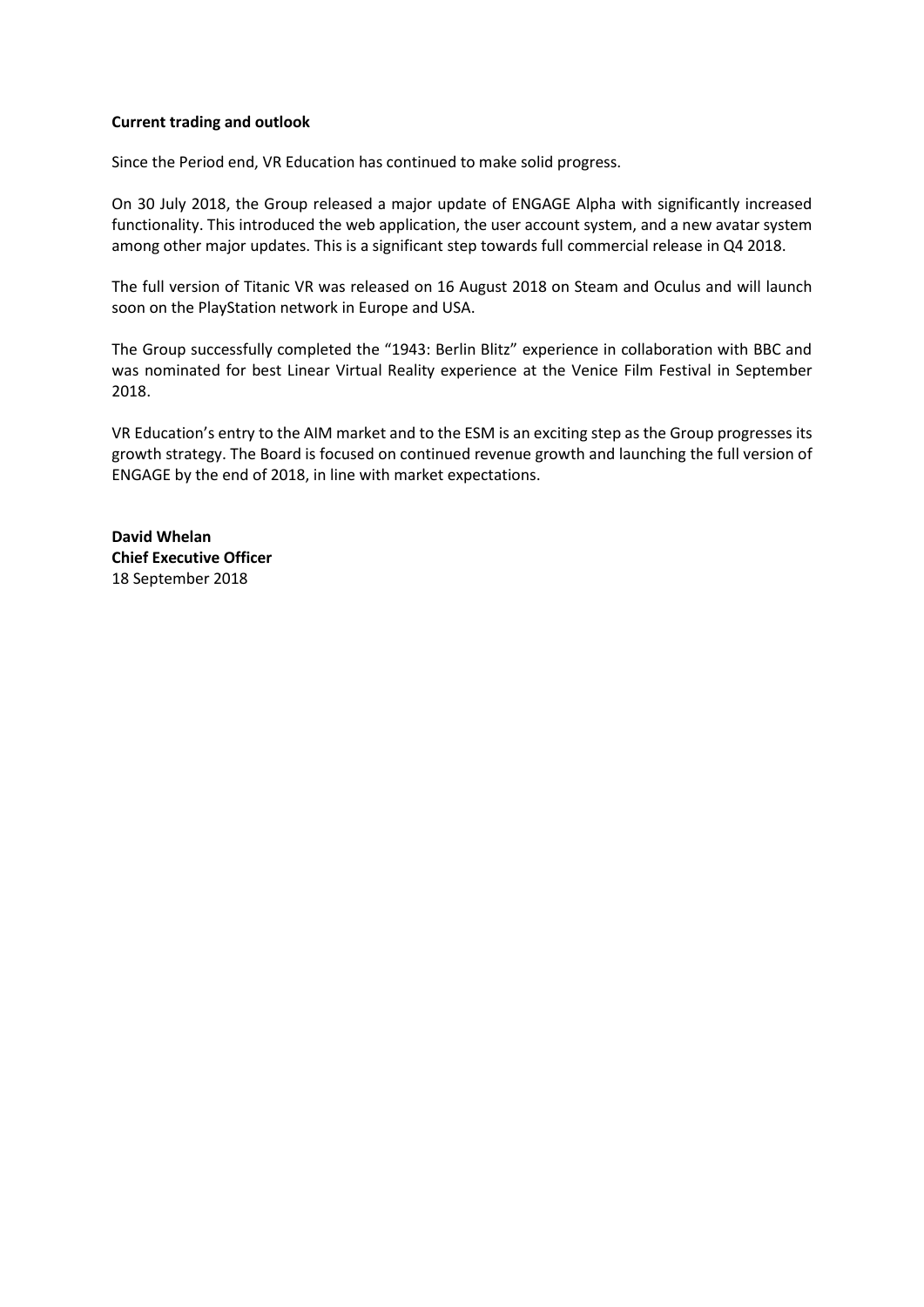**Current trading and outlook**

Since the Period end, VR Education has continued to make solid progress.

On 30 July 2018, the Group released a major update of ENGAGE Alpha with significantly increased functionality. This introduced the web application, the user account system, and a new avatar system among other major updates. This is a significant step towards full commercial release in Q4 2018.

The full version of Titanic VR was released on 16 August 2018 on Steam and Oculus and will launch soon on the PlayStation network in Europe and USA.

The Group successfully completed the "1943: Berlin Blitz" experience in collaboration with BBC and was nominated for best Linear Virtual Reality experience at the Venice Film Festival in September 2018.

VR Education's entry to the AIM market and to the ESM is an exciting step as the Group progresses its growth strategy. The Board is focused on continued revenue growth and launching the full version of ENGAGE by the end of 2018, in line with market expectations.

**David Whelan**
**Chief Executive Officer**
18 September 2018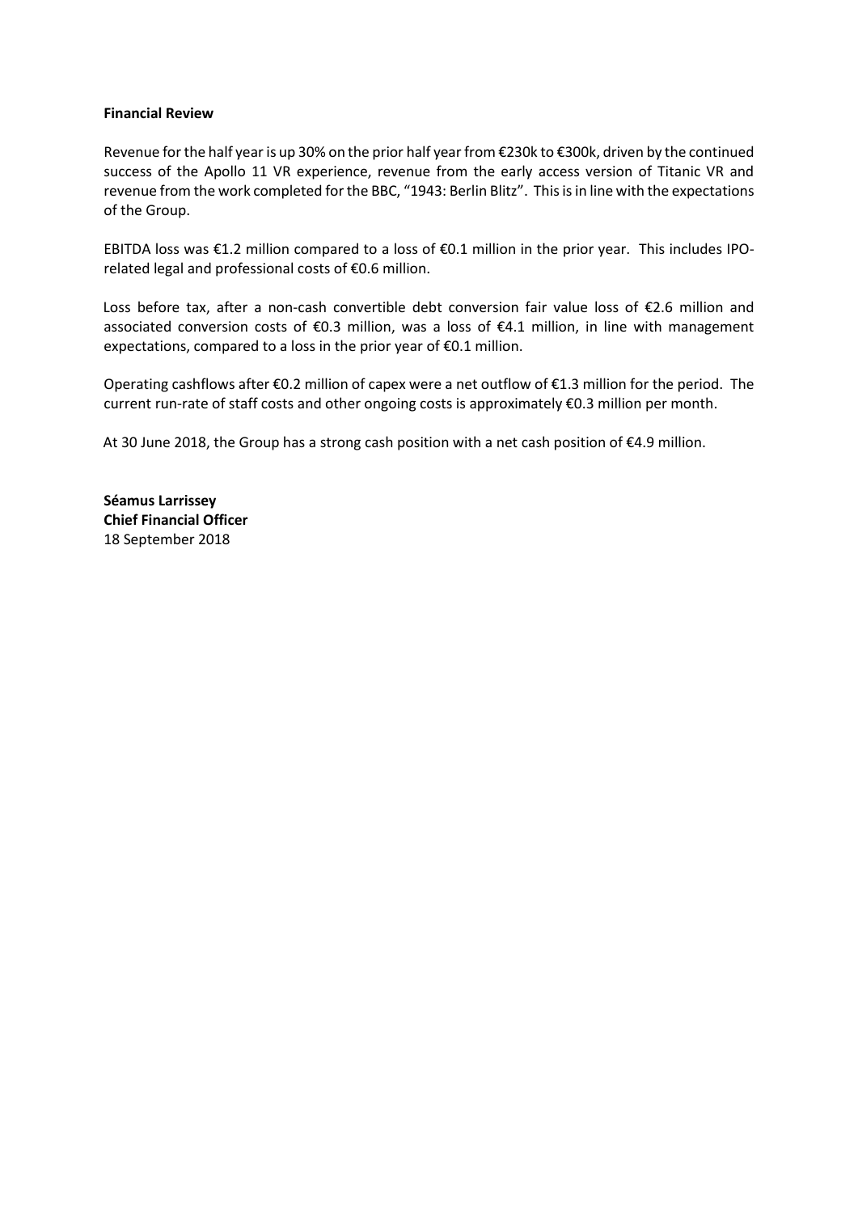**Financial Review**

Revenue for the half year is up 30% on the prior half year from €230k to €300k, driven by the continued success of the Apollo 11 VR experience, revenue from the early access version of Titanic VR and revenue from the work completed for the BBC, "1943: Berlin Blitz". This is in line with the expectations of the Group.

EBITDA loss was €1.2 million compared to a loss of €0.1 million in the prior year. This includes IPO-related legal and professional costs of €0.6 million.

Loss before tax, after a non-cash convertible debt conversion fair value loss of €2.6 million and associated conversion costs of €0.3 million, was a loss of €4.1 million, in line with management expectations, compared to a loss in the prior year of €0.1 million.

Operating cashflows after €0.2 million of capex were a net outflow of €1.3 million for the period. The current run-rate of staff costs and other ongoing costs is approximately €0.3 million per month.

At 30 June 2018, the Group has a strong cash position with a net cash position of €4.9 million.

**Séamus Larrissey**
**Chief Financial Officer**
18 September 2018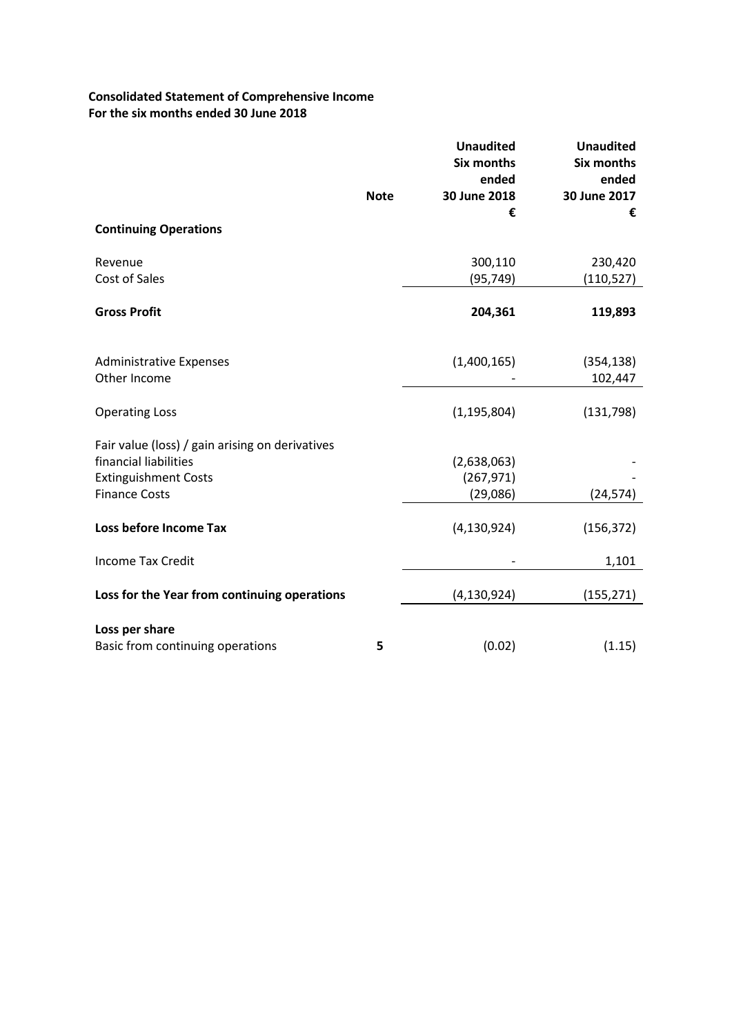**Consolidated Statement of Comprehensive Income**
**For the six months ended 30 June 2018**

| | Note | Unaudited Six months ended 30 June 2018 € | Unaudited Six months ended 30 June 2017 € |
|---|---|---|---|
| **Continuing Operations** | | | |
| Revenue | | 300,110 | 230,420 |
| Cost of Sales | | (95,749) | (110,527) |
| **Gross Profit** | | **204,361** | **119,893** |
| Administrative Expenses | | (1,400,165) | (354,138) |
| Other Income | | - | 102,447 |
| Operating Loss | | (1,195,804) | (131,798) |
| Fair value (loss) / gain arising on derivatives financial liabilities | | (2,638,063) | - |
| Extinguishment Costs | | (267,971) | - |
| Finance Costs | | (29,086) | (24,574) |
| **Loss before Income Tax** | | (4,130,924) | (156,372) |
| Income Tax Credit | | - | 1,101 |
| **Loss for the Year from continuing operations** | | (4,130,924) | (155,271) |
| **Loss per share** | | | |
| Basic from continuing operations | **5** | (0.02) | (1.15) |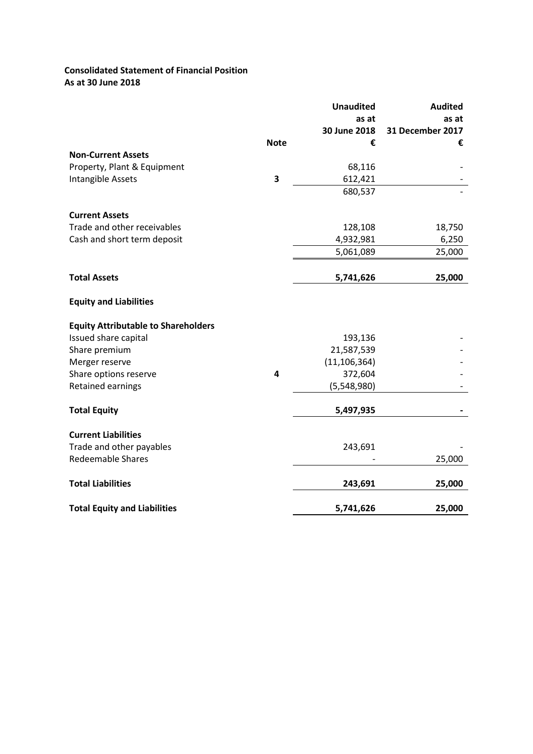**Consolidated Statement of Financial Position**
**As at 30 June 2018**

| | Note | Unaudited as at 30 June 2018 € | Audited as at 31 December 2017 € |
|---|---|---|---|
| **Non-Current Assets** | | | |
| Property, Plant & Equipment | | 68,116 | - |
| Intangible Assets | **3** | 612,421 | - |
| | | 680,537 | - |
| **Current Assets** | | | |
| Trade and other receivables | | 128,108 | 18,750 |
| Cash and short term deposit | | 4,932,981 | 6,250 |
| | | 5,061,089 | 25,000 |
| **Total Assets** | | **5,741,626** | **25,000** |
| **Equity and Liabilities** | | | |
| **Equity Attributable to Shareholders** | | | |
| Issued share capital | | 193,136 | - |
| Share premium | | 21,587,539 | - |
| Merger reserve | | (11,106,364) | - |
| Share options reserve | **4** | 372,604 | - |
| Retained earnings | | (5,548,980) | - |
| **Total Equity** | | **5,497,935** | **-** |
| **Current Liabilities** | | | |
| Trade and other payables | | 243,691 | - |
| Redeemable Shares | | - | 25,000 |
| **Total Liabilities** | | **243,691** | **25,000** |
| **Total Equity and Liabilities** | | **5,741,626** | **25,000** |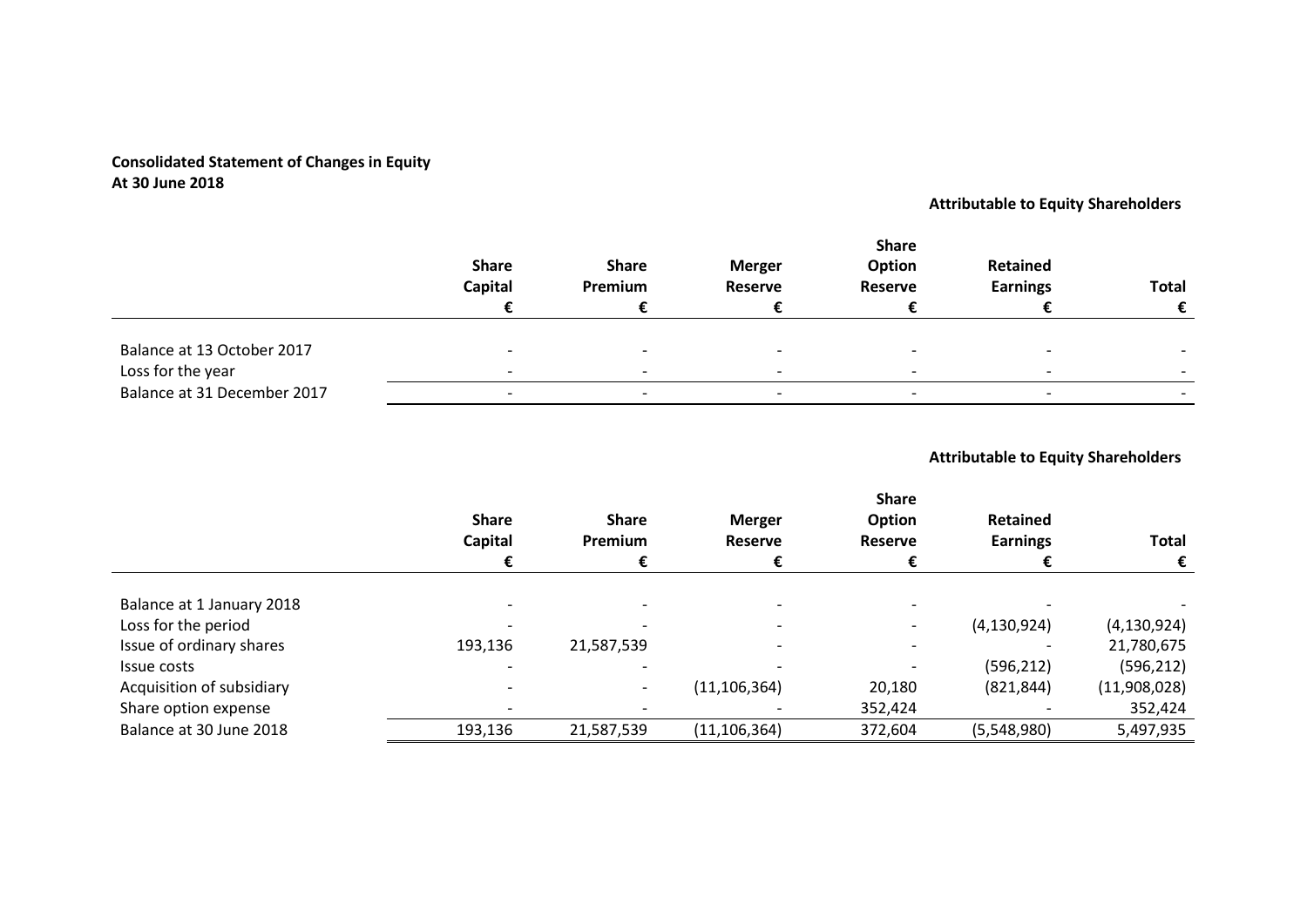**Consolidated Statement of Changes in Equity**
**At 30 June 2018**

**Attributable to Equity Shareholders**

| | Share Capital € | Share Premium € | Merger Reserve € | Share Option Reserve € | Retained Earnings € | Total € |
|---|---|---|---|---|---|---|
| Balance at 13 October 2017 | - | - | - | - | - | - |
| Loss for the year | - | - | - | - | - | - |
| Balance at 31 December 2017 | - | - | - | - | - | - |

**Attributable to Equity Shareholders**

| | Share Capital € | Share Premium € | Merger Reserve € | Share Option Reserve € | Retained Earnings € | Total € |
|---|---|---|---|---|---|---|
| Balance at 1 January 2018 | - | - | - | - | - | - |
| Loss for the period | - | - | - | - | (4,130,924) | (4,130,924) |
| Issue of ordinary shares | 193,136 | 21,587,539 | - | - | - | 21,780,675 |
| Issue costs | - | - | - | - | (596,212) | (596,212) |
| Acquisition of subsidiary | - | - | (11,106,364) | 20,180 | (821,844) | (11,908,028) |
| Share option expense | - | - | - | 352,424 | - | 352,424 |
| Balance at 30 June 2018 | 193,136 | 21,587,539 | (11,106,364) | 372,604 | (5,548,980) | 5,497,935 |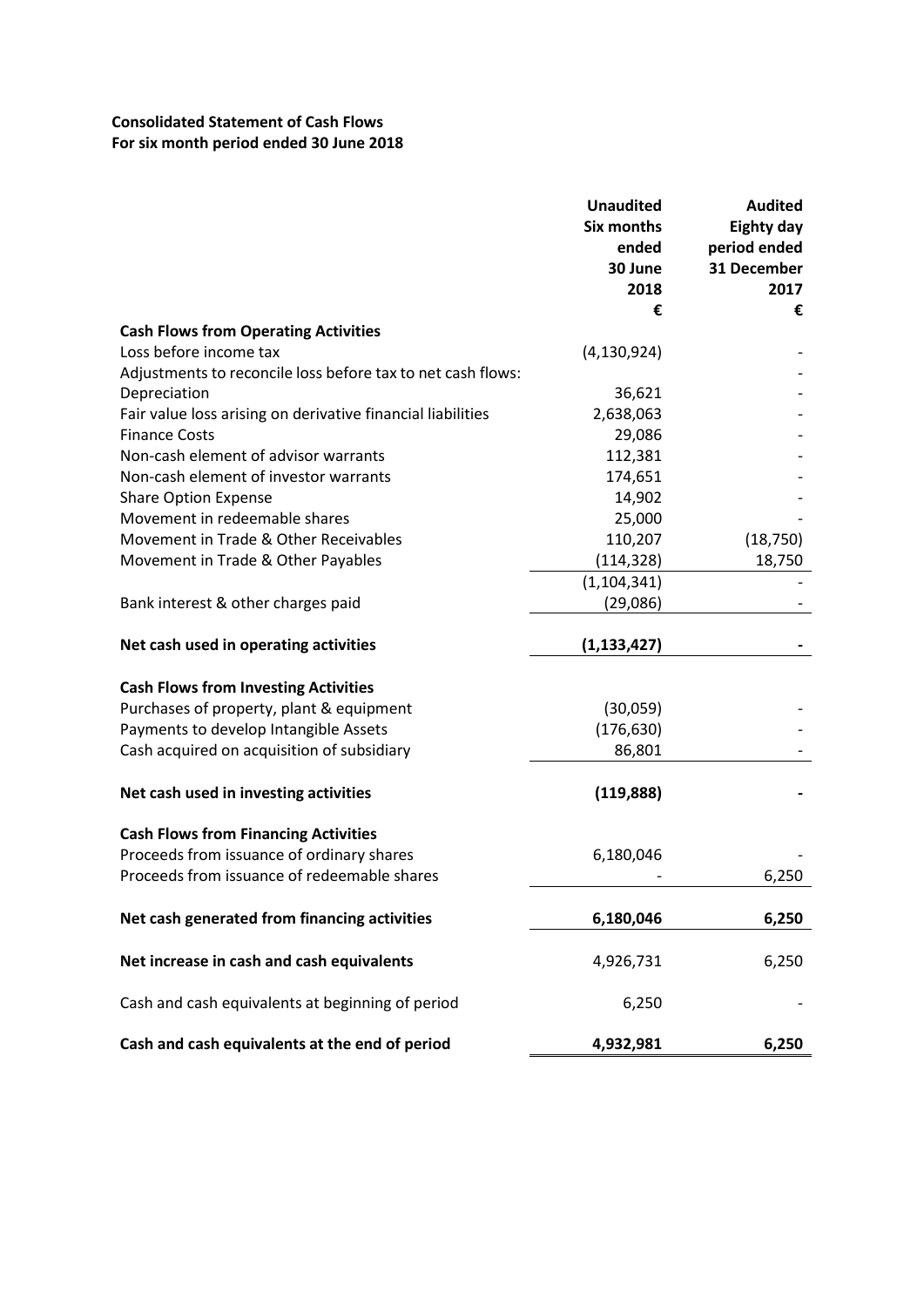**Consolidated Statement of Cash Flows**
**For six month period ended 30 June 2018**

| | Unaudited Six months ended 30 June 2018 | Audited Eighty day period ended 31 December 2017 |
|---|---|---|
| | € | € |
| **Cash Flows from Operating Activities** | | |
| Loss before income tax | (4,130,924) | - |
| Adjustments to reconcile loss before tax to net cash flows: | | - |
| Depreciation | 36,621 | - |
| Fair value loss arising on derivative financial liabilities | 2,638,063 | - |
| Finance Costs | 29,086 | - |
| Non-cash element of advisor warrants | 112,381 | - |
| Non-cash element of investor warrants | 174,651 | - |
| Share Option Expense | 14,902 | - |
| Movement in redeemable shares | 25,000 | - |
| Movement in Trade & Other Receivables | 110,207 | (18,750) |
| Movement in Trade & Other Payables | (114,328) | 18,750 |
| | (1,104,341) | - |
| Bank interest & other charges paid | (29,086) | - |
| **Net cash used in operating activities** | **(1,133,427)** | **-** |
| **Cash Flows from Investing Activities** | | |
| Purchases of property, plant & equipment | (30,059) | - |
| Payments to develop Intangible Assets | (176,630) | - |
| Cash acquired on acquisition of subsidiary | 86,801 | - |
| **Net cash used in investing activities** | **(119,888)** | **-** |
| **Cash Flows from Financing Activities** | | |
| Proceeds from issuance of ordinary shares | 6,180,046 | - |
| Proceeds from issuance of redeemable shares | - | 6,250 |
| **Net cash generated from financing activities** | **6,180,046** | **6,250** |
| **Net increase in cash and cash equivalents** | 4,926,731 | 6,250 |
| Cash and cash equivalents at beginning of period | 6,250 | - |
| **Cash and cash equivalents at the end of period** | **4,932,981** | **6,250** |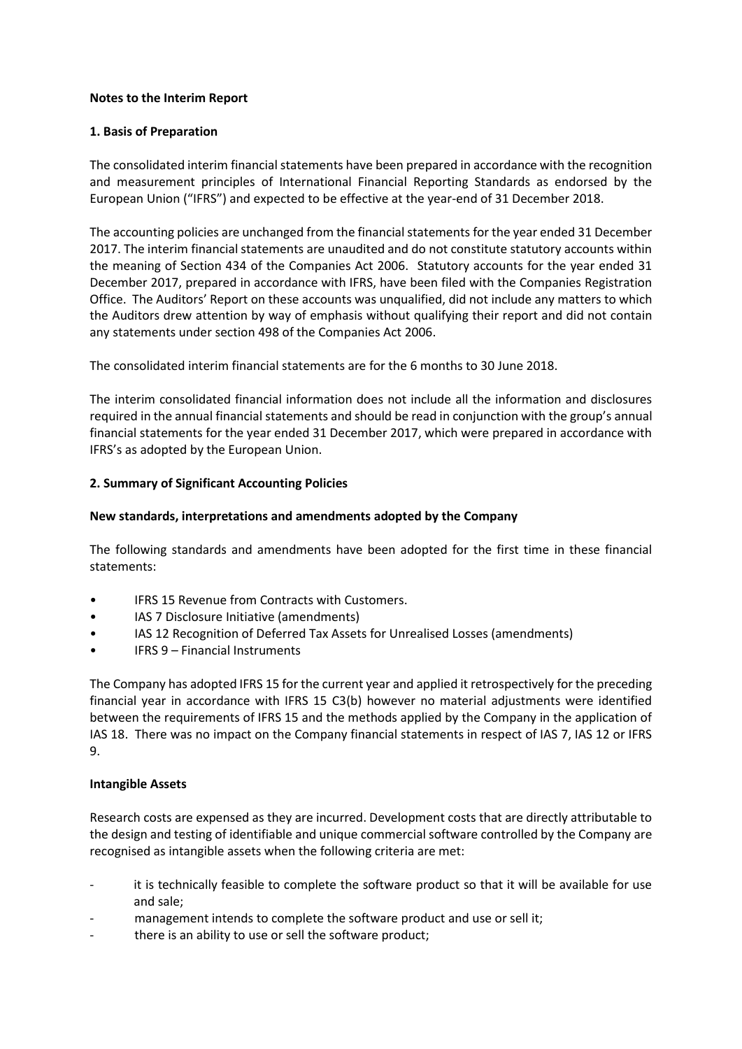**Notes to the Interim Report**

**1. Basis of Preparation**

The consolidated interim financial statements have been prepared in accordance with the recognition and measurement principles of International Financial Reporting Standards as endorsed by the European Union ("IFRS") and expected to be effective at the year-end of 31 December 2018.

The accounting policies are unchanged from the financial statements for the year ended 31 December 2017. The interim financial statements are unaudited and do not constitute statutory accounts within the meaning of Section 434 of the Companies Act 2006. Statutory accounts for the year ended 31 December 2017, prepared in accordance with IFRS, have been filed with the Companies Registration Office. The Auditors' Report on these accounts was unqualified, did not include any matters to which the Auditors drew attention by way of emphasis without qualifying their report and did not contain any statements under section 498 of the Companies Act 2006.

The consolidated interim financial statements are for the 6 months to 30 June 2018.

The interim consolidated financial information does not include all the information and disclosures required in the annual financial statements and should be read in conjunction with the group's annual financial statements for the year ended 31 December 2017, which were prepared in accordance with IFRS's as adopted by the European Union.

**2. Summary of Significant Accounting Policies**

**New standards, interpretations and amendments adopted by the Company**

The following standards and amendments have been adopted for the first time in these financial statements:

- IFRS 15 Revenue from Contracts with Customers.
- IAS 7 Disclosure Initiative (amendments)
- IAS 12 Recognition of Deferred Tax Assets for Unrealised Losses (amendments)
- IFRS 9 – Financial Instruments

The Company has adopted IFRS 15 for the current year and applied it retrospectively for the preceding financial year in accordance with IFRS 15 C3(b) however no material adjustments were identified between the requirements of IFRS 15 and the methods applied by the Company in the application of IAS 18. There was no impact on the Company financial statements in respect of IAS 7, IAS 12 or IFRS 9.

**Intangible Assets**

Research costs are expensed as they are incurred. Development costs that are directly attributable to the design and testing of identifiable and unique commercial software controlled by the Company are recognised as intangible assets when the following criteria are met:

- it is technically feasible to complete the software product so that it will be available for use and sale;
- management intends to complete the software product and use or sell it;
- there is an ability to use or sell the software product;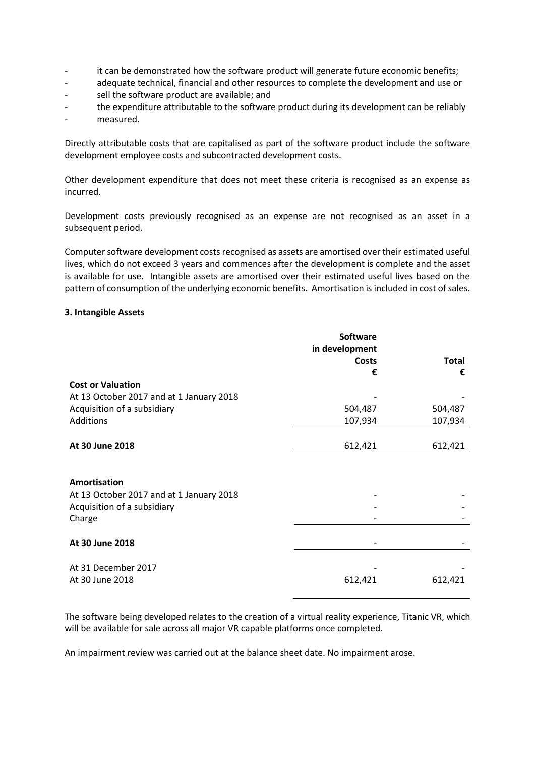- it can be demonstrated how the software product will generate future economic benefits;
- adequate technical, financial and other resources to complete the development and use or
- sell the software product are available; and
- the expenditure attributable to the software product during its development can be reliably
- measured.

Directly attributable costs that are capitalised as part of the software product include the software development employee costs and subcontracted development costs.

Other development expenditure that does not meet these criteria is recognised as an expense as incurred.

Development costs previously recognised as an expense are not recognised as an asset in a subsequent period.

Computer software development costs recognised as assets are amortised over their estimated useful lives, which do not exceed 3 years and commences after the development is complete and the asset is available for use. Intangible assets are amortised over their estimated useful lives based on the pattern of consumption of the underlying economic benefits. Amortisation is included in cost of sales.

**3. Intangible Assets**

| | Software in development Costs € | Total € |
|---|---|---|
| **Cost or Valuation** | | |
| At 13 October 2017 and at 1 January 2018 | - | - |
| Acquisition of a subsidiary | 504,487 | 504,487 |
| Additions | 107,934 | 107,934 |
| **At 30 June 2018** | 612,421 | 612,421 |
| **Amortisation** | | |
| At 13 October 2017 and at 1 January 2018 | - | - |
| Acquisition of a subsidiary | - | - |
| Charge | - | - |
| **At 30 June 2018** | - | - |
| At 31 December 2017 | - | - |
| At 30 June 2018 | 612,421 | 612,421 |

The software being developed relates to the creation of a virtual reality experience, Titanic VR, which will be available for sale across all major VR capable platforms once completed.

An impairment review was carried out at the balance sheet date. No impairment arose.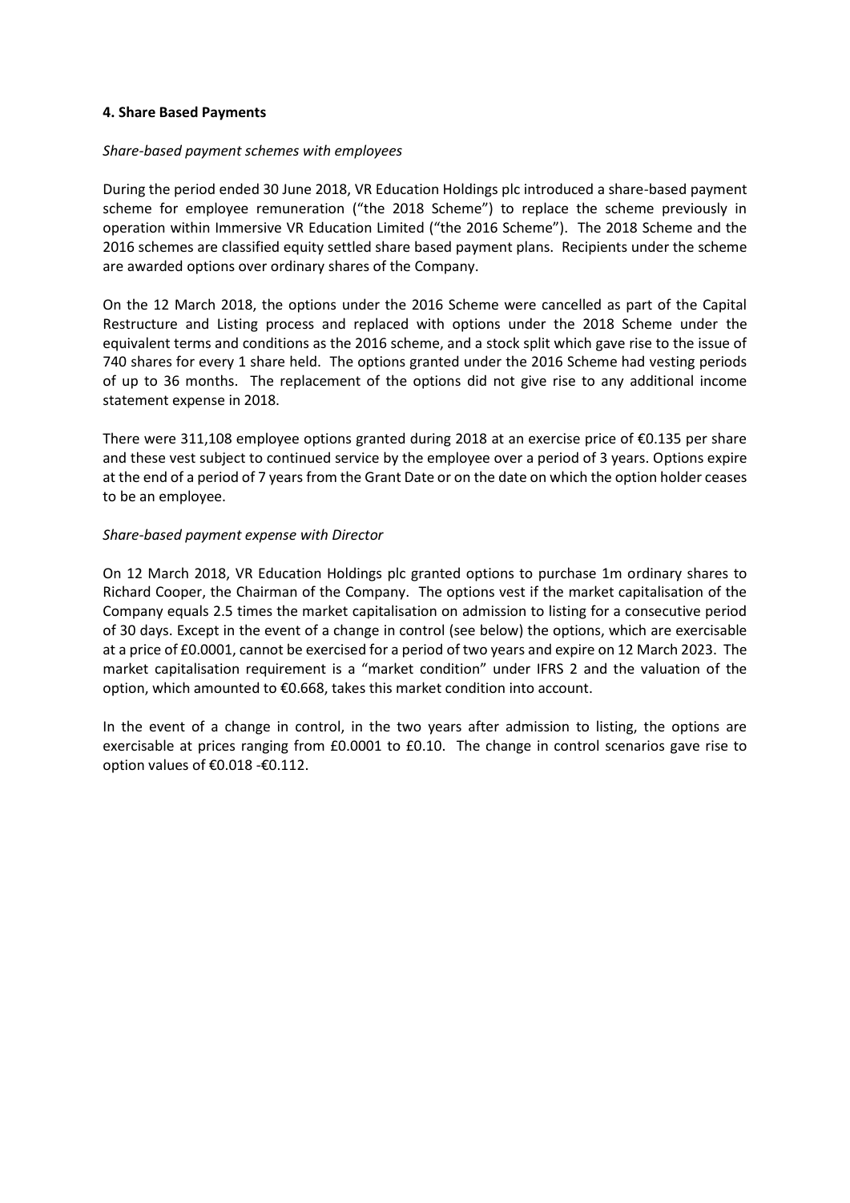**4. Share Based Payments**

*Share-based payment schemes with employees*

During the period ended 30 June 2018, VR Education Holdings plc introduced a share-based payment scheme for employee remuneration ("the 2018 Scheme") to replace the scheme previously in operation within Immersive VR Education Limited ("the 2016 Scheme"). The 2018 Scheme and the 2016 schemes are classified equity settled share based payment plans. Recipients under the scheme are awarded options over ordinary shares of the Company.

On the 12 March 2018, the options under the 2016 Scheme were cancelled as part of the Capital Restructure and Listing process and replaced with options under the 2018 Scheme under the equivalent terms and conditions as the 2016 scheme, and a stock split which gave rise to the issue of 740 shares for every 1 share held. The options granted under the 2016 Scheme had vesting periods of up to 36 months. The replacement of the options did not give rise to any additional income statement expense in 2018.

There were 311,108 employee options granted during 2018 at an exercise price of €0.135 per share and these vest subject to continued service by the employee over a period of 3 years. Options expire at the end of a period of 7 years from the Grant Date or on the date on which the option holder ceases to be an employee.

*Share-based payment expense with Director*

On 12 March 2018, VR Education Holdings plc granted options to purchase 1m ordinary shares to Richard Cooper, the Chairman of the Company. The options vest if the market capitalisation of the Company equals 2.5 times the market capitalisation on admission to listing for a consecutive period of 30 days. Except in the event of a change in control (see below) the options, which are exercisable at a price of £0.0001, cannot be exercised for a period of two years and expire on 12 March 2023. The market capitalisation requirement is a "market condition" under IFRS 2 and the valuation of the option, which amounted to €0.668, takes this market condition into account.

In the event of a change in control, in the two years after admission to listing, the options are exercisable at prices ranging from £0.0001 to £0.10. The change in control scenarios gave rise to option values of €0.018 -€0.112.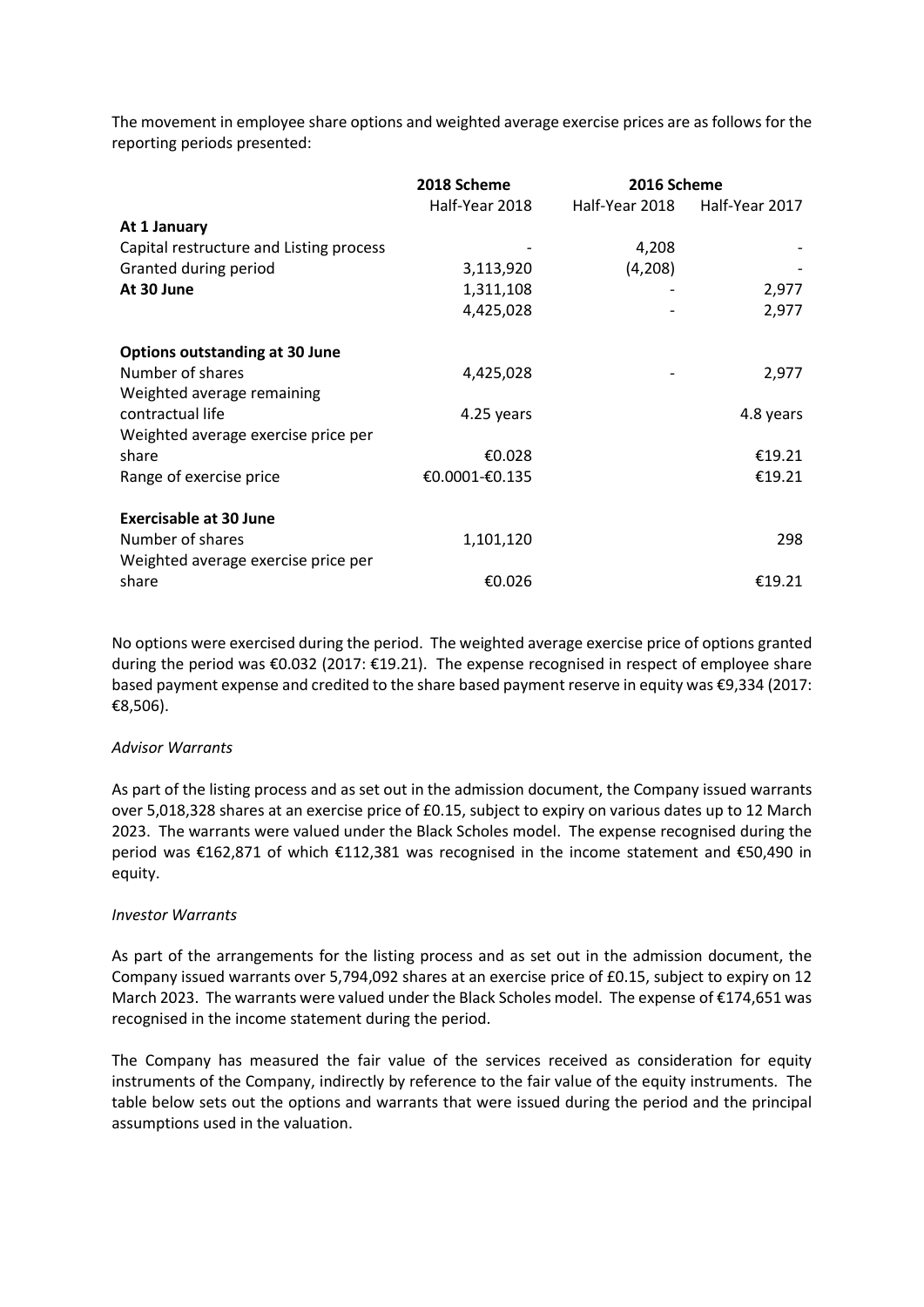The movement in employee share options and weighted average exercise prices are as follows for the reporting periods presented:

| | 2018 Scheme | 2016 Scheme | |
|---|---|---|---|
| | Half-Year 2018 | Half-Year 2018 | Half-Year 2017 |
| **At 1 January** | | | |
| Capital restructure and Listing process | - | 4,208 | - |
| Granted during period | 3,113,920 | (4,208) | - |
| **At 30 June** | 1,311,108 | - | 2,977 |
| | 4,425,028 | - | 2,977 |
| | | | |
| **Options outstanding at 30 June** | | | |
| Number of shares | 4,425,028 | - | 2,977 |
| Weighted average remaining contractual life | 4.25 years | | 4.8 years |
| Weighted average exercise price per share | €0.028 | | €19.21 |
| Range of exercise price | €0.0001-€0.135 | | €19.21 |
| | | | |
| **Exercisable at 30 June** | | | |
| Number of shares | 1,101,120 | | 298 |
| Weighted average exercise price per share | €0.026 | | €19.21 |

No options were exercised during the period. The weighted average exercise price of options granted during the period was €0.032 (2017: €19.21). The expense recognised in respect of employee share based payment expense and credited to the share based payment reserve in equity was €9,334 (2017: €8,506).

*Advisor Warrants*

As part of the listing process and as set out in the admission document, the Company issued warrants over 5,018,328 shares at an exercise price of £0.15, subject to expiry on various dates up to 12 March 2023. The warrants were valued under the Black Scholes model. The expense recognised during the period was €162,871 of which €112,381 was recognised in the income statement and €50,490 in equity.

*Investor Warrants*

As part of the arrangements for the listing process and as set out in the admission document, the Company issued warrants over 5,794,092 shares at an exercise price of £0.15, subject to expiry on 12 March 2023. The warrants were valued under the Black Scholes model. The expense of €174,651 was recognised in the income statement during the period.

The Company has measured the fair value of the services received as consideration for equity instruments of the Company, indirectly by reference to the fair value of the equity instruments. The table below sets out the options and warrants that were issued during the period and the principal assumptions used in the valuation.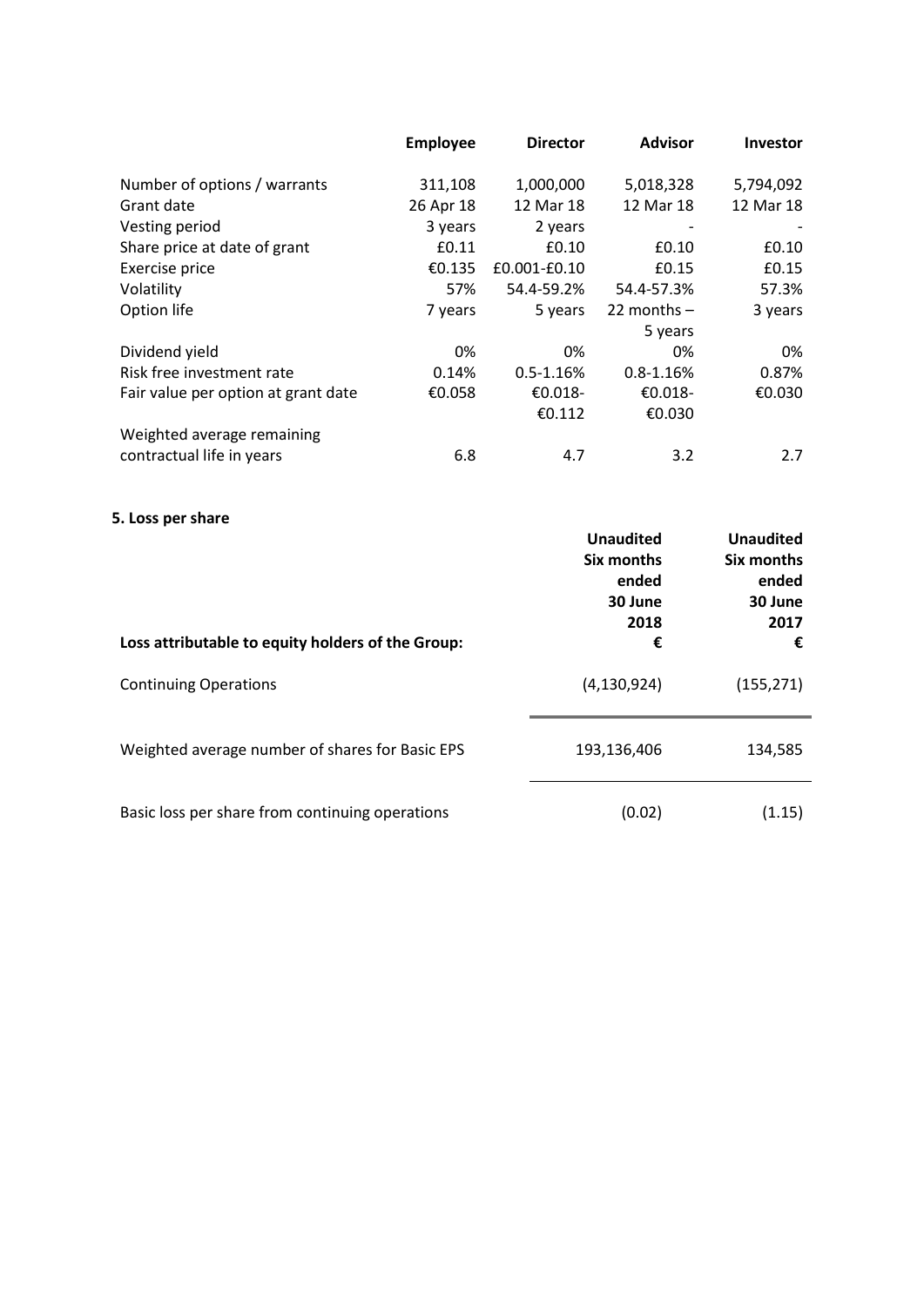| | Employee | Director | Advisor | Investor |
|---|---|---|---|---|
| Number of options / warrants | 311,108 | 1,000,000 | 5,018,328 | 5,794,092 |
| Grant date | 26 Apr 18 | 12 Mar 18 | 12 Mar 18 | 12 Mar 18 |
| Vesting period | 3 years | 2 years | - | - |
| Share price at date of grant | £0.11 | £0.10 | £0.10 | £0.10 |
| Exercise price | €0.135 | £0.001-£0.10 | £0.15 | £0.15 |
| Volatility | 57% | 54.4-59.2% | 54.4-57.3% | 57.3% |
| Option life | 7 years | 5 years | 22 months – 5 years | 3 years |
| Dividend yield | 0% | 0% | 0% | 0% |
| Risk free investment rate | 0.14% | 0.5-1.16% | 0.8-1.16% | 0.87% |
| Fair value per option at grant date | €0.058 | €0.018- €0.112 | €0.018- €0.030 | €0.030 |
| Weighted average remaining contractual life in years | 6.8 | 4.7 | 3.2 | 2.7 |

## 5. Loss per share

| Loss attributable to equity holders of the Group: | Unaudited Six months ended 30 June 2018 € | Unaudited Six months ended 30 June 2017 € |
|---|---|---|
| Continuing Operations | (4,130,924) | (155,271) |
| Weighted average number of shares for Basic EPS | 193,136,406 | 134,585 |
| Basic loss per share from continuing operations | (0.02) | (1.15) |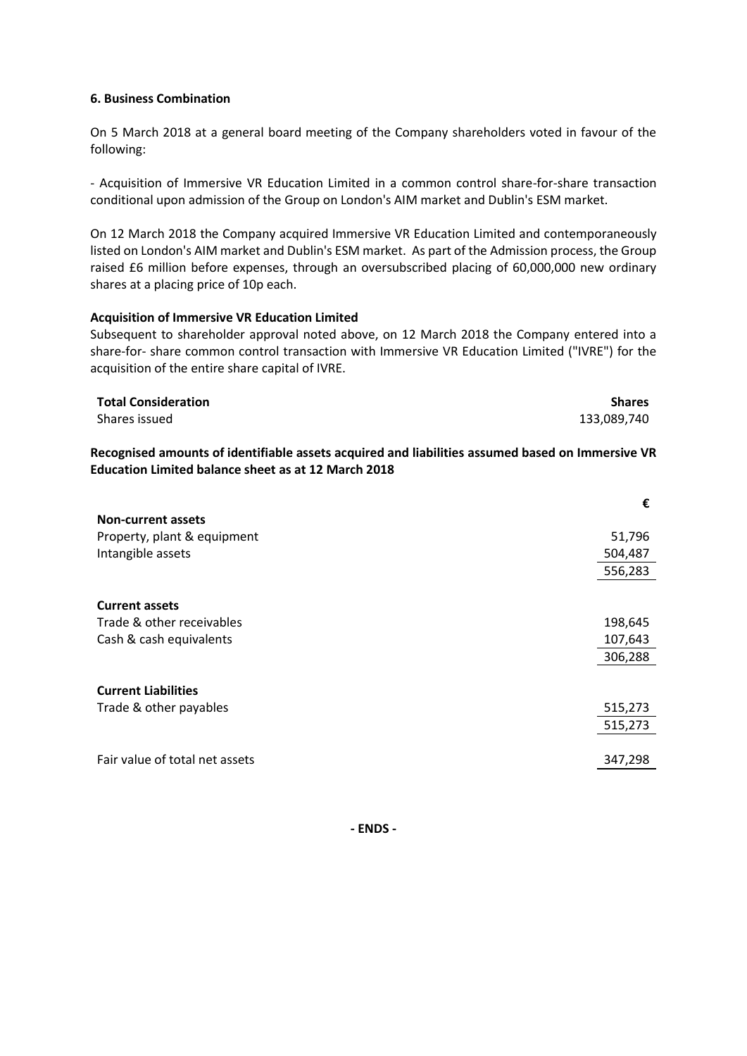### 6. Business Combination

On 5 March 2018 at a general board meeting of the Company shareholders voted in favour of the following:

- Acquisition of Immersive VR Education Limited in a common control share-for-share transaction conditional upon admission of the Group on London's AIM market and Dublin's ESM market.

On 12 March 2018 the Company acquired Immersive VR Education Limited and contemporaneously listed on London's AIM market and Dublin's ESM market. As part of the Admission process, the Group raised £6 million before expenses, through an oversubscribed placing of 60,000,000 new ordinary shares at a placing price of 10p each.

**Acquisition of Immersive VR Education Limited**

Subsequent to shareholder approval noted above, on 12 March 2018 the Company entered into a share-for- share common control transaction with Immersive VR Education Limited ("IVRE") for the acquisition of the entire share capital of IVRE.

| **Total Consideration** | **Shares** |
|---|---|
| Shares issued | 133,089,740 |

**Recognised amounts of identifiable assets acquired and liabilities assumed based on Immersive VR Education Limited balance sheet as at 12 March 2018**

| | € |
|---|---|
| **Non-current assets** | |
| Property, plant & equipment | 51,796 |
| Intangible assets | 504,487 |
| | 556,283 |
| **Current assets** | |
| Trade & other receivables | 198,645 |
| Cash & cash equivalents | 107,643 |
| | 306,288 |
| **Current Liabilities** | |
| Trade & other payables | 515,273 |
| | 515,273 |
| Fair value of total net assets | 347,298 |

**- ENDS -**